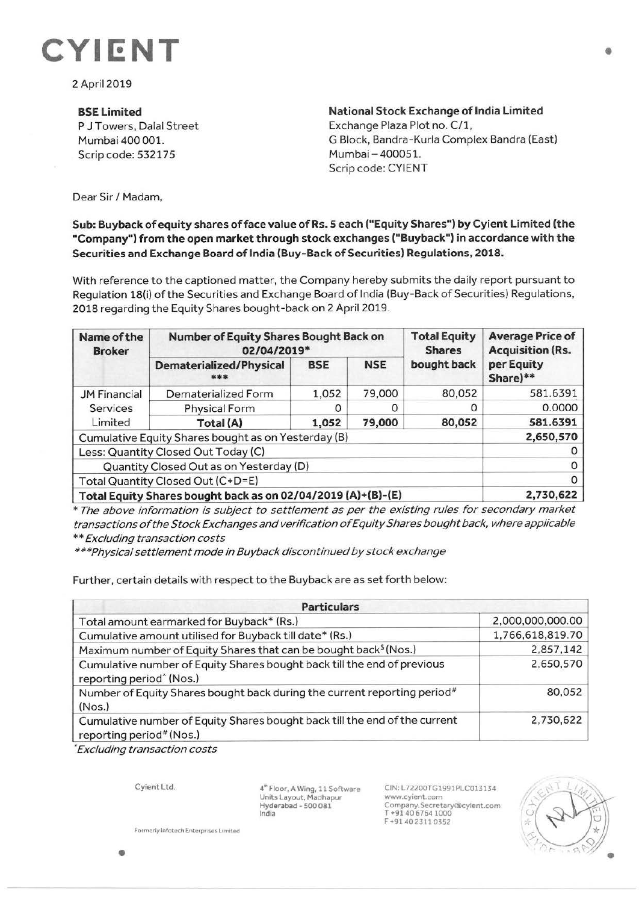# CYIENT

2 April 2019

**BSE Limited**
P J Towers, Dalal Street
Mumbai 400 001.
Scrip code: 532175

**National Stock Exchange of India Limited**
Exchange Plaza Plot no. C/1,
G Block, Bandra-Kurla Complex Bandra (East)
Mumbai – 400051.
Scrip code: CYIENT

Dear Sir / Madam,

**Sub: Buyback of equity shares of face value of Rs. 5 each ("Equity Shares") by Cyient Limited (the "Company") from the open market through stock exchanges ("Buyback") in accordance with the Securities and Exchange Board of India (Buy-Back of Securities) Regulations, 2018.**

With reference to the captioned matter, the Company hereby submits the daily report pursuant to Regulation 18(i) of the Securities and Exchange Board of India (Buy-Back of Securities) Regulations, 2018 regarding the Equity Shares bought-back on 2 April 2019.

| Name of the Broker | Number of Equity Shares Bought Back on 02/04/2019* | | | Total Equity Shares bought back | Average Price of Acquisition (Rs. per Equity Share)** |
|---|---|---|---|---|---|
| | Dematerialized/Physical *** | BSE | NSE | | |
| JM Financial Services Limited | Dematerialized Form | 1,052 | 79,000 | 80,052 | 581.6391 |
| | Physical Form | 0 | 0 | 0 | 0.0000 |
| | **Total (A)** | **1,052** | **79,000** | **80,052** | **581.6391** |
| Cumulative Equity Shares bought as on Yesterday (B) | | | | | **2,650,570** |
| Less: Quantity Closed Out Today (C) | | | | | 0 |
| Quantity Closed Out as on Yesterday (D) | | | | | 0 |
| Total Quantity Closed Out (C+D=E) | | | | | 0 |
| **Total Equity Shares bought back as on 02/04/2019 (A)+(B)-(E)** | | | | | **2,730,622** |

*\* The above information is subject to settlement as per the existing rules for secondary market transactions of the Stock Exchanges and verification of Equity Shares bought back, where applicable*
*\*\* Excluding transaction costs*
*\*\*\*Physical settlement mode in Buyback discontinued by stock exchange*

Further, certain details with respect to the Buyback are as set forth below:

| Particulars | |
|---|---|
| Total amount earmarked for Buyback* (Rs.) | 2,000,000,000.00 |
| Cumulative amount utilised for Buyback till date* (Rs.) | 1,766,618,819.70 |
| Maximum number of Equity Shares that can be bought back$ (Nos.) | 2,857,142 |
| Cumulative number of Equity Shares bought back till the end of previous reporting period^ (Nos.) | 2,650,570 |
| Number of Equity Shares bought back during the current reporting period# (Nos.) | 80,052 |
| Cumulative number of Equity Shares bought back till the end of the current reporting period# (Nos.) | 2,730,622 |

*\*Excluding transaction costs*

Cyient Ltd.
Formerly Infotech Enterprises Limited

4th Floor, A Wing, 11 Software Units Layout, Madhapur
Hyderabad - 500 081
India

CIN: L72200TG1991PLC013134
www.cyient.com
Company.Secretary@cyient.com
T +91 40 6764 1000
F +91 40 2311 0352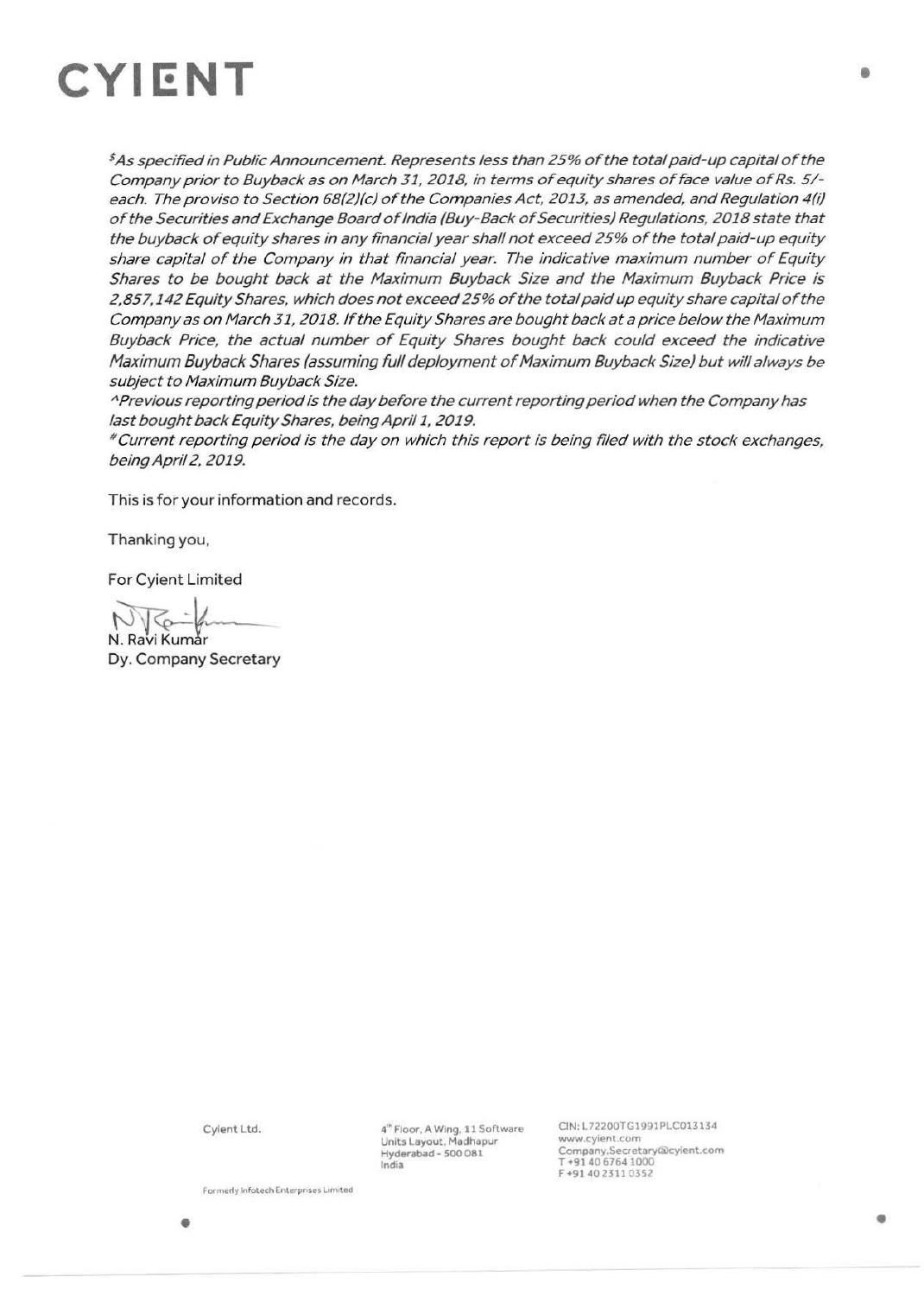# CYIENT

*$As specified in Public Announcement. Represents less than 25% of the total paid-up capital of the Company prior to Buyback as on March 31, 2018, in terms of equity shares of face value of Rs. 5/- each. The proviso to Section 68(2)(c) of the Companies Act, 2013, as amended, and Regulation 4(i) of the Securities and Exchange Board of India (Buy-Back of Securities) Regulations, 2018 state that the buyback of equity shares in any financial year shall not exceed 25% of the total paid-up equity share capital of the Company in that financial year. The indicative maximum number of Equity Shares to be bought back at the Maximum Buyback Size and the Maximum Buyback Price is 2,857,142 Equity Shares, which does not exceed 25% of the total paid up equity share capital of the Company as on March 31, 2018. If the Equity Shares are bought back at a price below the Maximum Buyback Price, the actual number of Equity Shares bought back could exceed the indicative Maximum Buyback Shares (assuming full deployment of Maximum Buyback Size) but will always be subject to Maximum Buyback Size.*

*^Previous reporting period is the day before the current reporting period when the Company has last bought back Equity Shares, being April 1, 2019.*

*#Current reporting period is the day on which this report is being filed with the stock exchanges, being April 2, 2019.*

This is for your information and records.

Thanking you,

For Cyient Limited

N. Ravi Kumar
Dy. Company Secretary

Cyient Ltd.

Formerly Infotech Enterprises Limited

4th Floor, A Wing, 11 Software Units Layout, Madhapur
Hyderabad - 500 081
India

CIN: L72200TG1991PLC013134
www.cyient.com
Company.Secretary@cyient.com
T +91 40 6764 1000
F +91 40 2311 0352